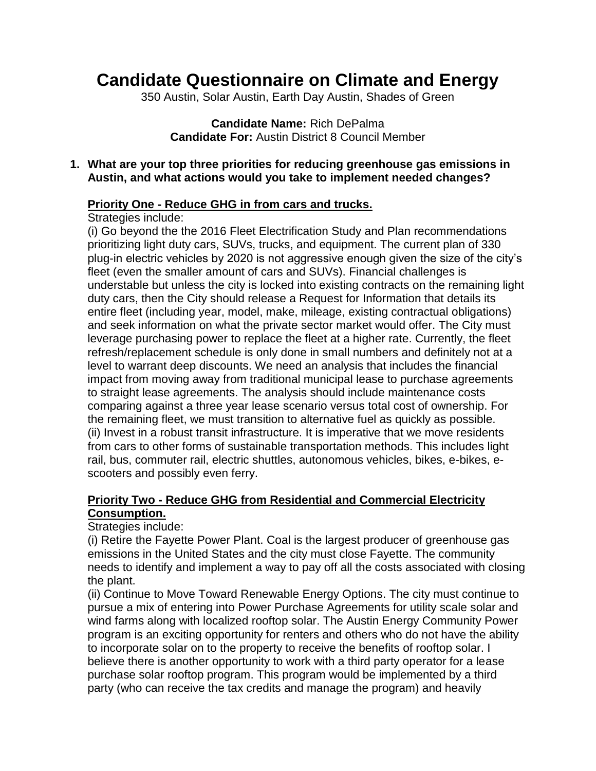# Candidate Questionnaire on Climate and Energy

350 Austin, Solar Austin, Earth Day Austin, Shades of Green

**Candidate Name:** Rich DePalma
**Candidate For:** Austin District 8 Council Member

1. **What are your top three priorities for reducing greenhouse gas emissions in Austin, and what actions would you take to implement needed changes?**

**Priority One - Reduce GHG in from cars and trucks.**

Strategies include:

(i) Go beyond the the 2016 Fleet Electrification Study and Plan recommendations prioritizing light duty cars, SUVs, trucks, and equipment. The current plan of 330 plug-in electric vehicles by 2020 is not aggressive enough given the size of the city's fleet (even the smaller amount of cars and SUVs). Financial challenges is understable but unless the city is locked into existing contracts on the remaining light duty cars, then the City should release a Request for Information that details its entire fleet (including year, model, make, mileage, existing contractual obligations) and seek information on what the private sector market would offer. The City must leverage purchasing power to replace the fleet at a higher rate. Currently, the fleet refresh/replacement schedule is only done in small numbers and definitely not at a level to warrant deep discounts. We need an analysis that includes the financial impact from moving away from traditional municipal lease to purchase agreements to straight lease agreements. The analysis should include maintenance costs comparing against a three year lease scenario versus total cost of ownership. For the remaining fleet, we must transition to alternative fuel as quickly as possible.

(ii) Invest in a robust transit infrastructure. It is imperative that we move residents from cars to other forms of sustainable transportation methods. This includes light rail, bus, commuter rail, electric shuttles, autonomous vehicles, bikes, e-bikes, e-scooters and possibly even ferry.

**Priority Two - Reduce GHG from Residential and Commercial Electricity Consumption.**

Strategies include:

(i) Retire the Fayette Power Plant. Coal is the largest producer of greenhouse gas emissions in the United States and the city must close Fayette. The community needs to identify and implement a way to pay off all the costs associated with closing the plant.

(ii) Continue to Move Toward Renewable Energy Options. The city must continue to pursue a mix of entering into Power Purchase Agreements for utility scale solar and wind farms along with localized rooftop solar. The Austin Energy Community Power program is an exciting opportunity for renters and others who do not have the ability to incorporate solar on to the property to receive the benefits of rooftop solar. I believe there is another opportunity to work with a third party operator for a lease purchase solar rooftop program. This program would be implemented by a third party (who can receive the tax credits and manage the program) and heavily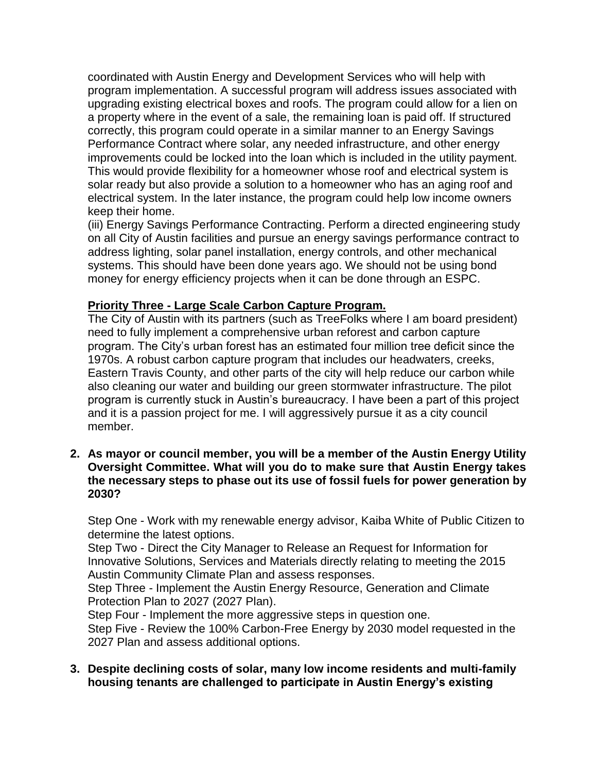coordinated with Austin Energy and Development Services who will help with program implementation. A successful program will address issues associated with upgrading existing electrical boxes and roofs. The program could allow for a lien on a property where in the event of a sale, the remaining loan is paid off. If structured correctly, this program could operate in a similar manner to an Energy Savings Performance Contract where solar, any needed infrastructure, and other energy improvements could be locked into the loan which is included in the utility payment. This would provide flexibility for a homeowner whose roof and electrical system is solar ready but also provide a solution to a homeowner who has an aging roof and electrical system. In the later instance, the program could help low income owners keep their home.

(iii) Energy Savings Performance Contracting. Perform a directed engineering study on all City of Austin facilities and pursue an energy savings performance contract to address lighting, solar panel installation, energy controls, and other mechanical systems. This should have been done years ago. We should not be using bond money for energy efficiency projects when it can be done through an ESPC.

**Priority Three - Large Scale Carbon Capture Program.**

The City of Austin with its partners (such as TreeFolks where I am board president) need to fully implement a comprehensive urban reforest and carbon capture program. The City's urban forest has an estimated four million tree deficit since the 1970s. A robust carbon capture program that includes our headwaters, creeks, Eastern Travis County, and other parts of the city will help reduce our carbon while also cleaning our water and building our green stormwater infrastructure. The pilot program is currently stuck in Austin's bureaucracy. I have been a part of this project and it is a passion project for me. I will aggressively pursue it as a city council member.

2. **As mayor or council member, you will be a member of the Austin Energy Utility Oversight Committee. What will you do to make sure that Austin Energy takes the necessary steps to phase out its use of fossil fuels for power generation by 2030?**

   Step One - Work with my renewable energy advisor, Kaiba White of Public Citizen to determine the latest options.

   Step Two - Direct the City Manager to Release an Request for Information for Innovative Solutions, Services and Materials directly relating to meeting the 2015 Austin Community Climate Plan and assess responses.

   Step Three - Implement the Austin Energy Resource, Generation and Climate Protection Plan to 2027 (2027 Plan).

   Step Four - Implement the more aggressive steps in question one.

   Step Five - Review the 100% Carbon-Free Energy by 2030 model requested in the 2027 Plan and assess additional options.

3. **Despite declining costs of solar, many low income residents and multi-family housing tenants are challenged to participate in Austin Energy's existing**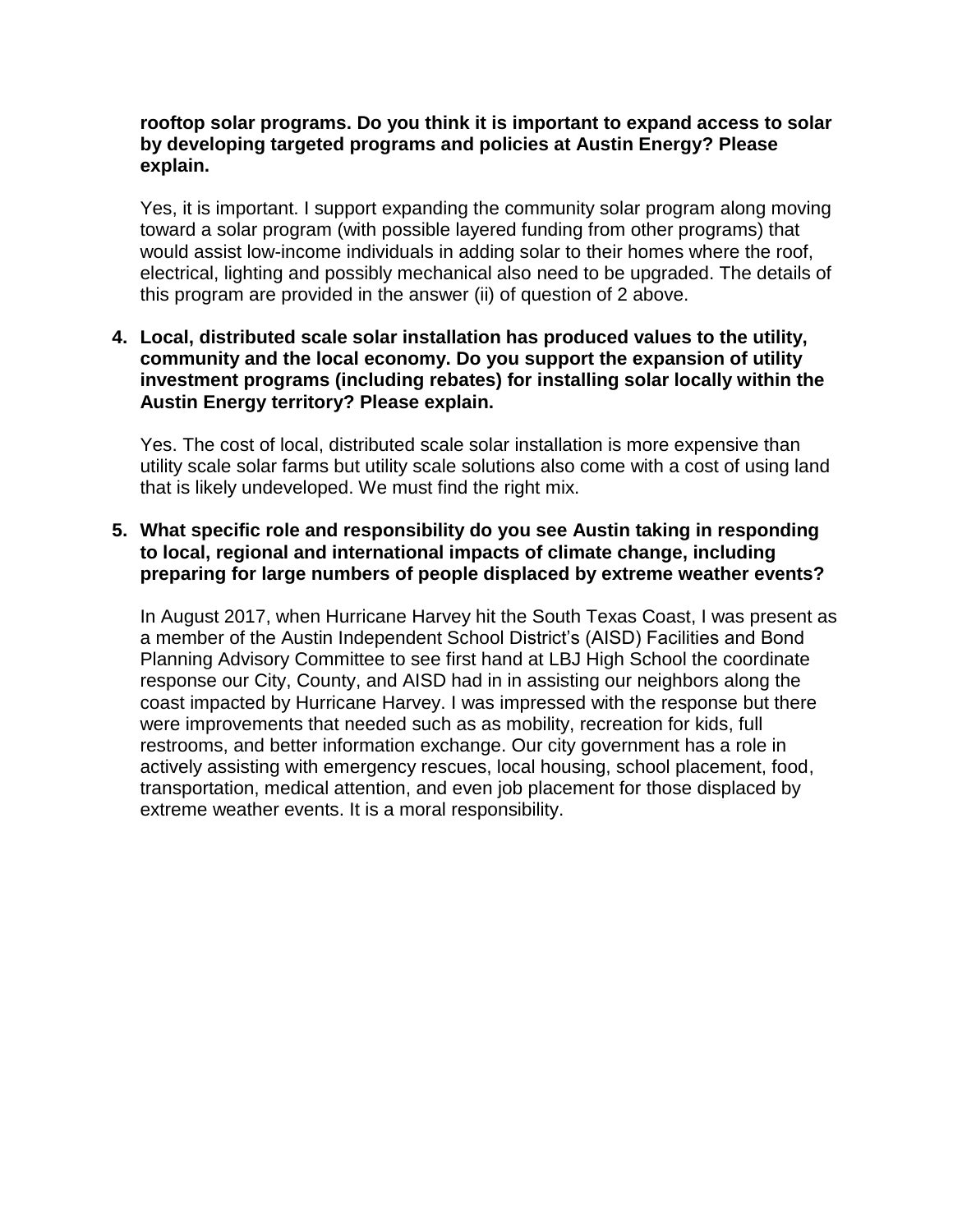**rooftop solar programs. Do you think it is important to expand access to solar by developing targeted programs and policies at Austin Energy? Please explain.**

Yes, it is important. I support expanding the community solar program along moving toward a solar program (with possible layered funding from other programs) that would assist low-income individuals in adding solar to their homes where the roof, electrical, lighting and possibly mechanical also need to be upgraded. The details of this program are provided in the answer (ii) of question of 2 above.

4. **Local, distributed scale solar installation has produced values to the utility, community and the local economy. Do you support the expansion of utility investment programs (including rebates) for installing solar locally within the Austin Energy territory? Please explain.**

   Yes. The cost of local, distributed scale solar installation is more expensive than utility scale solar farms but utility scale solutions also come with a cost of using land that is likely undeveloped. We must find the right mix.

5. **What specific role and responsibility do you see Austin taking in responding to local, regional and international impacts of climate change, including preparing for large numbers of people displaced by extreme weather events?**

   In August 2017, when Hurricane Harvey hit the South Texas Coast, I was present as a member of the Austin Independent School District's (AISD) Facilities and Bond Planning Advisory Committee to see first hand at LBJ High School the coordinate response our City, County, and AISD had in in assisting our neighbors along the coast impacted by Hurricane Harvey. I was impressed with the response but there were improvements that needed such as as mobility, recreation for kids, full restrooms, and better information exchange. Our city government has a role in actively assisting with emergency rescues, local housing, school placement, food, transportation, medical attention, and even job placement for those displaced by extreme weather events. It is a moral responsibility.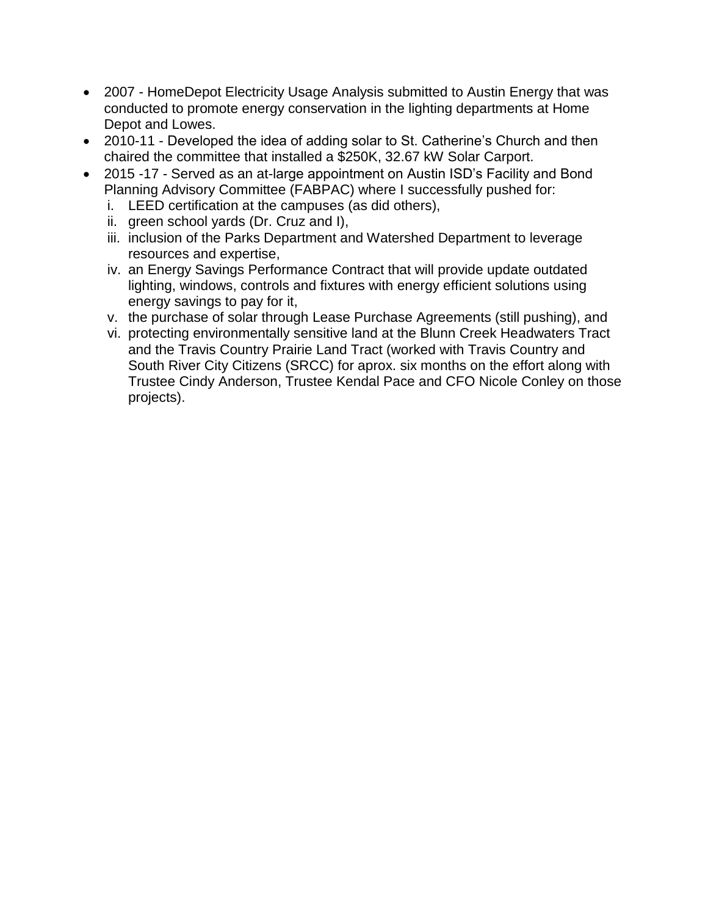- 2007 - HomeDepot Electricity Usage Analysis submitted to Austin Energy that was conducted to promote energy conservation in the lighting departments at Home Depot and Lowes.
- 2010-11 - Developed the idea of adding solar to St. Catherine's Church and then chaired the committee that installed a $250K, 32.67 kW Solar Carport.
- 2015 -17 - Served as an at-large appointment on Austin ISD's Facility and Bond Planning Advisory Committee (FABPAC) where I successfully pushed for:
  - i. LEED certification at the campuses (as did others),
  - ii. green school yards (Dr. Cruz and I),
  - iii. inclusion of the Parks Department and Watershed Department to leverage resources and expertise,
  - iv. an Energy Savings Performance Contract that will provide update outdated lighting, windows, controls and fixtures with energy efficient solutions using energy savings to pay for it,
  - v. the purchase of solar through Lease Purchase Agreements (still pushing), and
  - vi. protecting environmentally sensitive land at the Blunn Creek Headwaters Tract and the Travis Country Prairie Land Tract (worked with Travis Country and South River City Citizens (SRCC) for aprox. six months on the effort along with Trustee Cindy Anderson, Trustee Kendal Pace and CFO Nicole Conley on those projects).